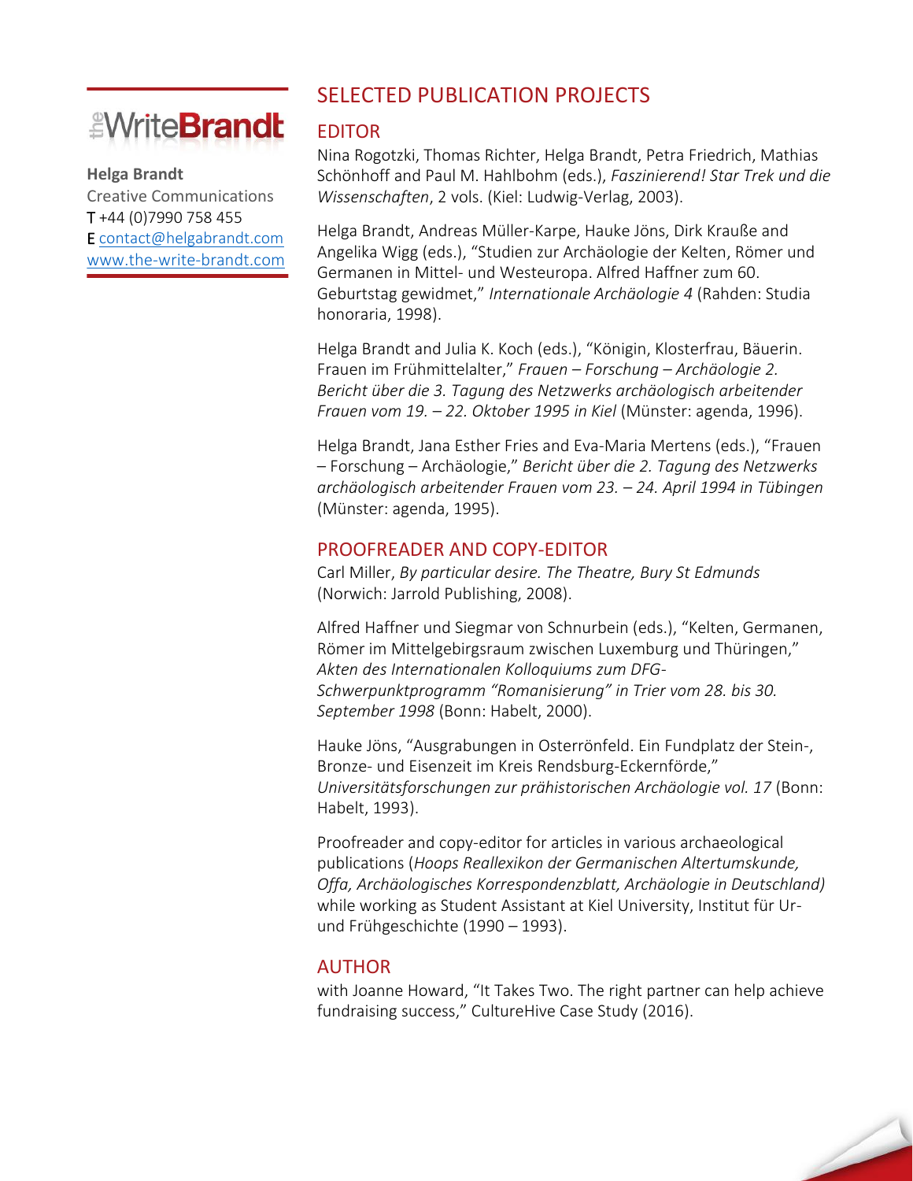theWriteBrandt

**Helga Brandt**
Creative Communications
T +44 (0)7990 758 455
E contact@helgabrandt.com
www.the-write-brandt.com

# SELECTED PUBLICATION PROJECTS

## EDITOR

Nina Rogotzki, Thomas Richter, Helga Brandt, Petra Friedrich, Mathias Schönhoff and Paul M. Hahlbohm (eds.), *Faszinierend! Star Trek und die Wissenschaften*, 2 vols. (Kiel: Ludwig-Verlag, 2003).

Helga Brandt, Andreas Müller-Karpe, Hauke Jöns, Dirk Krauße and Angelika Wigg (eds.), "Studien zur Archäologie der Kelten, Römer und Germanen in Mittel- und Westeuropa. Alfred Haffner zum 60. Geburtstag gewidmet," *Internationale Archäologie 4* (Rahden: Studia honoraria, 1998).

Helga Brandt and Julia K. Koch (eds.), "Königin, Klosterfrau, Bäuerin. Frauen im Frühmittelalter," *Frauen – Forschung – Archäologie 2. Bericht über die 3. Tagung des Netzwerks archäologisch arbeitender Frauen vom 19. – 22. Oktober 1995 in Kiel* (Münster: agenda, 1996).

Helga Brandt, Jana Esther Fries and Eva-Maria Mertens (eds.), "Frauen – Forschung – Archäologie," *Bericht über die 2. Tagung des Netzwerks archäologisch arbeitender Frauen vom 23. – 24. April 1994 in Tübingen* (Münster: agenda, 1995).

## PROOFREADER AND COPY-EDITOR

Carl Miller, *By particular desire. The Theatre, Bury St Edmunds* (Norwich: Jarrold Publishing, 2008).

Alfred Haffner und Siegmar von Schnurbein (eds.), "Kelten, Germanen, Römer im Mittelgebirgsraum zwischen Luxemburg und Thüringen," *Akten des Internationalen Kolloquiums zum DFG-Schwerpunktprogramm "Romanisierung" in Trier vom 28. bis 30. September 1998* (Bonn: Habelt, 2000).

Hauke Jöns, "Ausgrabungen in Osterrönfeld. Ein Fundplatz der Stein-, Bronze- und Eisenzeit im Kreis Rendsburg-Eckernförde," *Universitätsforschungen zur prähistorischen Archäologie vol. 17* (Bonn: Habelt, 1993).

Proofreader and copy-editor for articles in various archaeological publications (*Hoops Reallexikon der Germanischen Altertumskunde, Offa, Archäologisches Korrespondenzblatt, Archäologie in Deutschland)* while working as Student Assistant at Kiel University, Institut für Ur- und Frühgeschichte (1990 – 1993).

## AUTHOR

with Joanne Howard, "It Takes Two. The right partner can help achieve fundraising success," CultureHive Case Study (2016).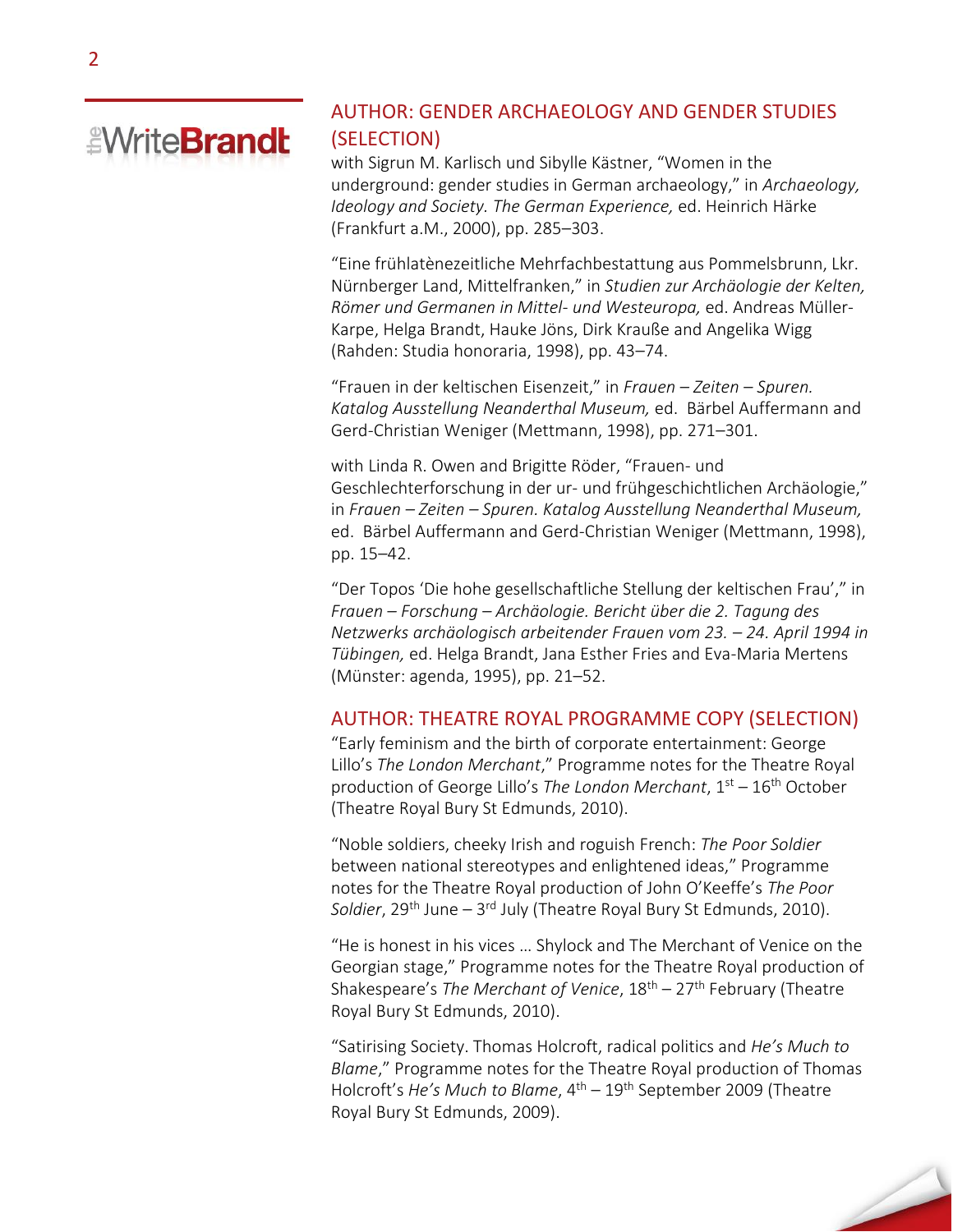## AUTHOR: GENDER ARCHAEOLOGY AND GENDER STUDIES (SELECTION)

with Sigrun M. Karlisch und Sibylle Kästner, "Women in the underground: gender studies in German archaeology," in *Archaeology, Ideology and Society. The German Experience,* ed. Heinrich Härke (Frankfurt a.M., 2000), pp. 285–303.

"Eine frühlatènezeitliche Mehrfachbestattung aus Pommelsbrunn, Lkr. Nürnberger Land, Mittelfranken," in *Studien zur Archäologie der Kelten, Römer und Germanen in Mittel- und Westeuropa,* ed. Andreas Müller-Karpe, Helga Brandt, Hauke Jöns, Dirk Krauße and Angelika Wigg (Rahden: Studia honoraria, 1998), pp. 43–74.

"Frauen in der keltischen Eisenzeit," in *Frauen – Zeiten – Spuren. Katalog Ausstellung Neanderthal Museum,* ed. Bärbel Auffermann and Gerd-Christian Weniger (Mettmann, 1998), pp. 271–301.

with Linda R. Owen and Brigitte Röder, "Frauen- und Geschlechterforschung in der ur- und frühgeschichtlichen Archäologie," in *Frauen – Zeiten – Spuren. Katalog Ausstellung Neanderthal Museum,* ed. Bärbel Auffermann and Gerd-Christian Weniger (Mettmann, 1998), pp. 15–42.

"Der Topos 'Die hohe gesellschaftliche Stellung der keltischen Frau'," in *Frauen – Forschung – Archäologie. Bericht über die 2. Tagung des Netzwerks archäologisch arbeitender Frauen vom 23. – 24. April 1994 in Tübingen,* ed. Helga Brandt, Jana Esther Fries and Eva-Maria Mertens (Münster: agenda, 1995), pp. 21–52.

## AUTHOR: THEATRE ROYAL PROGRAMME COPY (SELECTION)

"Early feminism and the birth of corporate entertainment: George Lillo's *The London Merchant*," Programme notes for the Theatre Royal production of George Lillo's *The London Merchant*, 1st – 16th October (Theatre Royal Bury St Edmunds, 2010).

"Noble soldiers, cheeky Irish and roguish French: *The Poor Soldier* between national stereotypes and enlightened ideas," Programme notes for the Theatre Royal production of John O'Keeffe's *The Poor Soldier*, 29th June – 3rd July (Theatre Royal Bury St Edmunds, 2010).

"He is honest in his vices … Shylock and The Merchant of Venice on the Georgian stage," Programme notes for the Theatre Royal production of Shakespeare's *The Merchant of Venice*, 18th – 27th February (Theatre Royal Bury St Edmunds, 2010).

"Satirising Society. Thomas Holcroft, radical politics and *He's Much to Blame*," Programme notes for the Theatre Royal production of Thomas Holcroft's *He's Much to Blame*, 4th – 19th September 2009 (Theatre Royal Bury St Edmunds, 2009).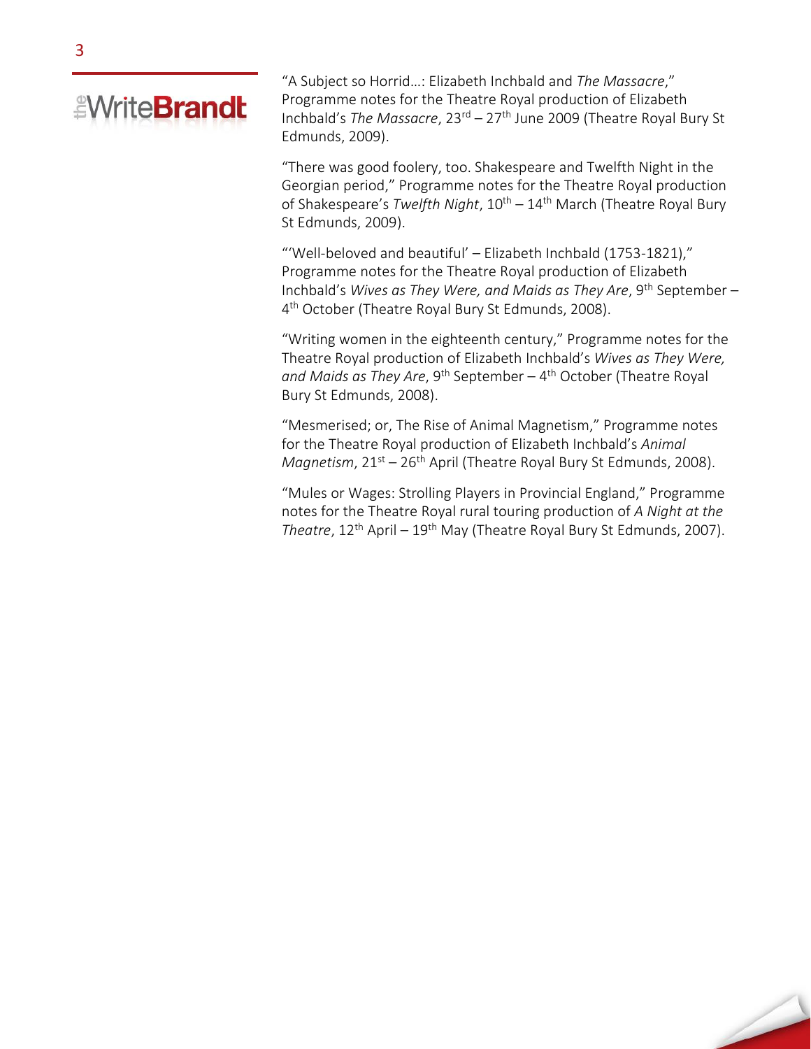"A Subject so Horrid…: Elizabeth Inchbald and *The Massacre*," Programme notes for the Theatre Royal production of Elizabeth Inchbald's *The Massacre*, 23rd – 27th June 2009 (Theatre Royal Bury St Edmunds, 2009).

"There was good foolery, too. Shakespeare and Twelfth Night in the Georgian period," Programme notes for the Theatre Royal production of Shakespeare's *Twelfth Night*, 10th – 14th March (Theatre Royal Bury St Edmunds, 2009).

"'Well-beloved and beautiful' – Elizabeth Inchbald (1753-1821)," Programme notes for the Theatre Royal production of Elizabeth Inchbald's *Wives as They Were, and Maids as They Are*, 9th September – 4th October (Theatre Royal Bury St Edmunds, 2008).

"Writing women in the eighteenth century," Programme notes for the Theatre Royal production of Elizabeth Inchbald's *Wives as They Were, and Maids as They Are*, 9th September – 4th October (Theatre Royal Bury St Edmunds, 2008).

"Mesmerised; or, The Rise of Animal Magnetism," Programme notes for the Theatre Royal production of Elizabeth Inchbald's *Animal Magnetism*, 21st – 26th April (Theatre Royal Bury St Edmunds, 2008).

"Mules or Wages: Strolling Players in Provincial England," Programme notes for the Theatre Royal rural touring production of *A Night at the Theatre*, 12th April – 19th May (Theatre Royal Bury St Edmunds, 2007).